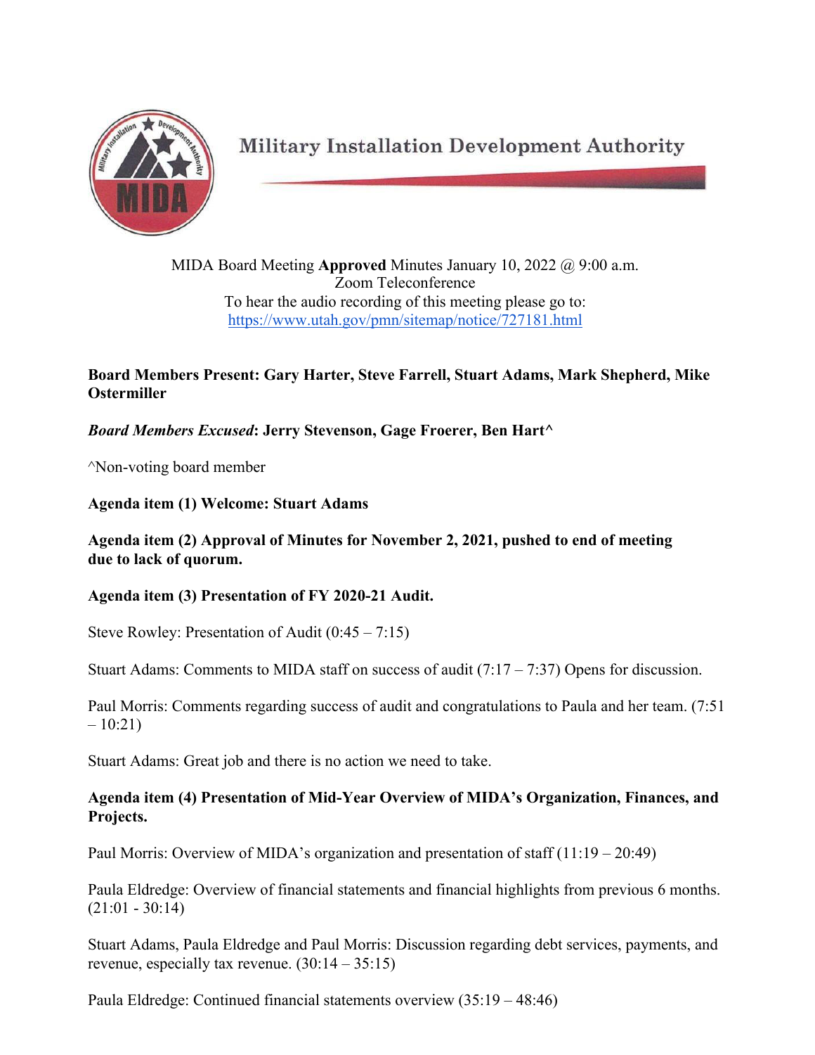Military Installation Development Authority

MIDA Board Meeting **Approved** Minutes January 10, 2022 @ 9:00 a.m.
Zoom Teleconference
To hear the audio recording of this meeting please go to:
https://www.utah.gov/pmn/sitemap/notice/727181.html

**Board Members Present: Gary Harter, Steve Farrell, Stuart Adams, Mark Shepherd, Mike Ostermiller**

***Board Members Excused*: Jerry Stevenson, Gage Froerer, Ben Hart^**

^Non-voting board member

**Agenda item (1) Welcome: Stuart Adams**

**Agenda item (2) Approval of Minutes for November 2, 2021, pushed to end of meeting due to lack of quorum.**

**Agenda item (3) Presentation of FY 2020-21 Audit.**

Steve Rowley: Presentation of Audit (0:45 – 7:15)

Stuart Adams: Comments to MIDA staff on success of audit (7:17 – 7:37) Opens for discussion.

Paul Morris: Comments regarding success of audit and congratulations to Paula and her team. (7:51 – 10:21)

Stuart Adams: Great job and there is no action we need to take.

**Agenda item (4) Presentation of Mid-Year Overview of MIDA's Organization, Finances, and Projects.**

Paul Morris: Overview of MIDA's organization and presentation of staff (11:19 – 20:49)

Paula Eldredge: Overview of financial statements and financial highlights from previous 6 months. (21:01 - 30:14)

Stuart Adams, Paula Eldredge and Paul Morris: Discussion regarding debt services, payments, and revenue, especially tax revenue. (30:14 – 35:15)

Paula Eldredge: Continued financial statements overview (35:19 – 48:46)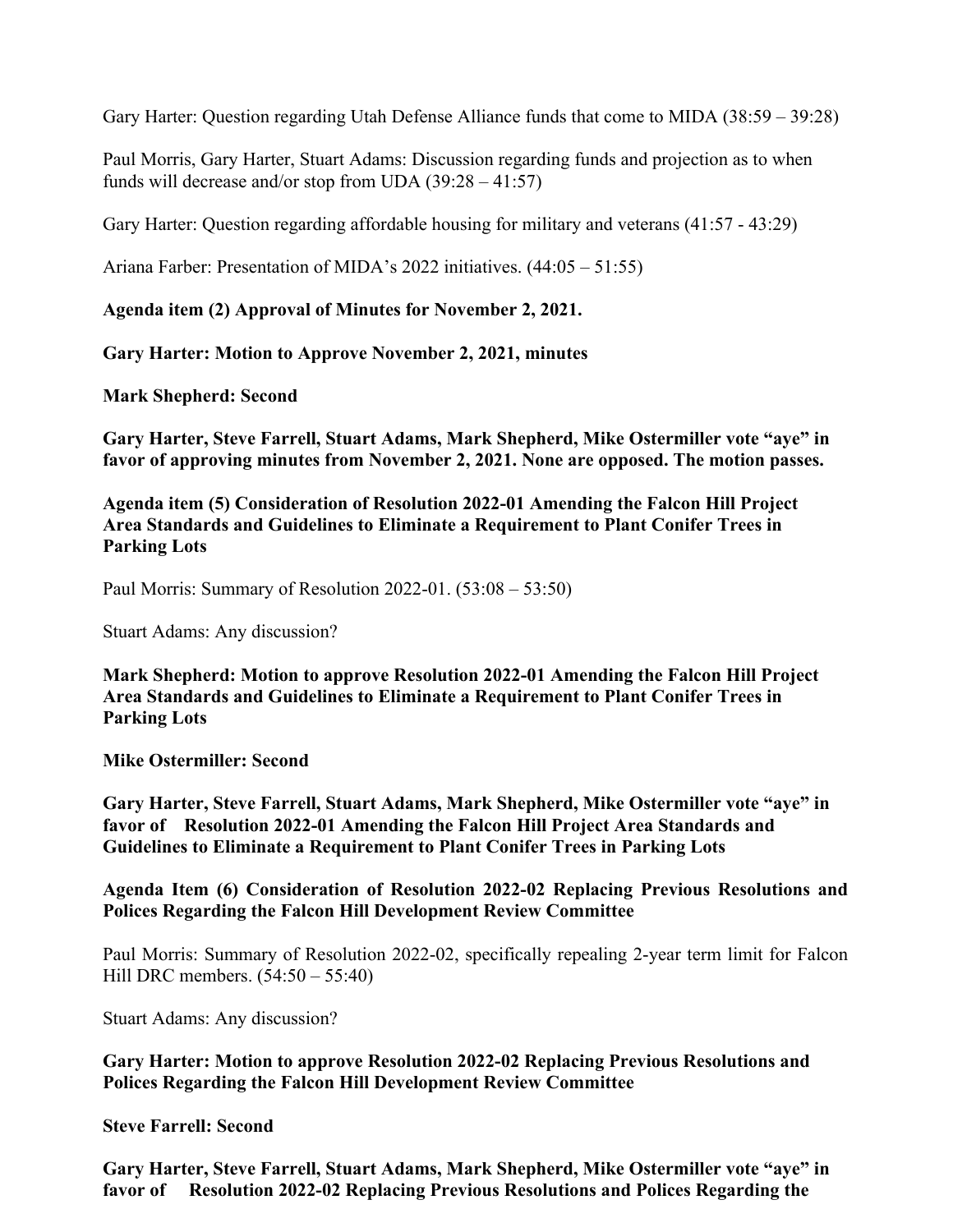Gary Harter: Question regarding Utah Defense Alliance funds that come to MIDA (38:59 – 39:28)

Paul Morris, Gary Harter, Stuart Adams: Discussion regarding funds and projection as to when funds will decrease and/or stop from UDA (39:28 – 41:57)

Gary Harter: Question regarding affordable housing for military and veterans (41:57 - 43:29)

Ariana Farber: Presentation of MIDA's 2022 initiatives. (44:05 – 51:55)

**Agenda item (2) Approval of Minutes for November 2, 2021.**

**Gary Harter: Motion to Approve November 2, 2021, minutes**

**Mark Shepherd: Second**

**Gary Harter, Steve Farrell, Stuart Adams, Mark Shepherd, Mike Ostermiller vote "aye" in favor of approving minutes from November 2, 2021. None are opposed. The motion passes.**

**Agenda item (5) Consideration of Resolution 2022-01 Amending the Falcon Hill Project Area Standards and Guidelines to Eliminate a Requirement to Plant Conifer Trees in Parking Lots**

Paul Morris: Summary of Resolution 2022-01. (53:08 – 53:50)

Stuart Adams: Any discussion?

**Mark Shepherd: Motion to approve Resolution 2022-01 Amending the Falcon Hill Project Area Standards and Guidelines to Eliminate a Requirement to Plant Conifer Trees in Parking Lots**

**Mike Ostermiller: Second**

**Gary Harter, Steve Farrell, Stuart Adams, Mark Shepherd, Mike Ostermiller vote "aye" in favor of Resolution 2022-01 Amending the Falcon Hill Project Area Standards and Guidelines to Eliminate a Requirement to Plant Conifer Trees in Parking Lots**

**Agenda Item (6) Consideration of Resolution 2022-02 Replacing Previous Resolutions and Polices Regarding the Falcon Hill Development Review Committee**

Paul Morris: Summary of Resolution 2022-02, specifically repealing 2-year term limit for Falcon Hill DRC members. (54:50 – 55:40)

Stuart Adams: Any discussion?

**Gary Harter: Motion to approve Resolution 2022-02 Replacing Previous Resolutions and Polices Regarding the Falcon Hill Development Review Committee**

**Steve Farrell: Second**

**Gary Harter, Steve Farrell, Stuart Adams, Mark Shepherd, Mike Ostermiller vote "aye" in favor of Resolution 2022-02 Replacing Previous Resolutions and Polices Regarding the**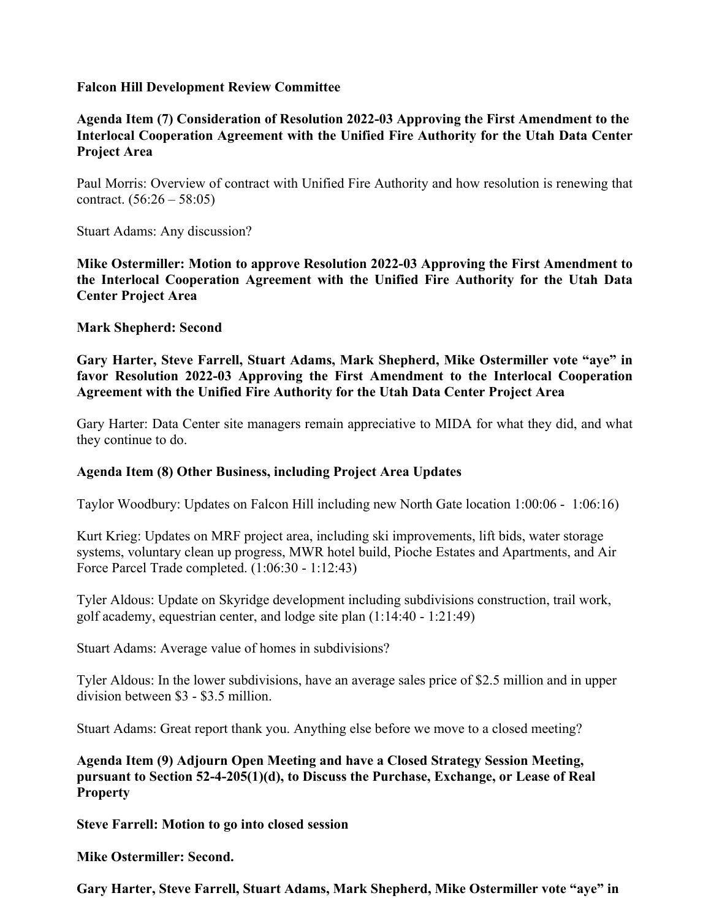**Falcon Hill Development Review Committee**

**Agenda Item (7) Consideration of Resolution 2022-03 Approving the First Amendment to the Interlocal Cooperation Agreement with the Unified Fire Authority for the Utah Data Center Project Area**

Paul Morris: Overview of contract with Unified Fire Authority and how resolution is renewing that contract. (56:26 – 58:05)

Stuart Adams: Any discussion?

**Mike Ostermiller: Motion to approve Resolution 2022-03 Approving the First Amendment to the Interlocal Cooperation Agreement with the Unified Fire Authority for the Utah Data Center Project Area**

**Mark Shepherd: Second**

**Gary Harter, Steve Farrell, Stuart Adams, Mark Shepherd, Mike Ostermiller vote "aye" in favor Resolution 2022-03 Approving the First Amendment to the Interlocal Cooperation Agreement with the Unified Fire Authority for the Utah Data Center Project Area**

Gary Harter: Data Center site managers remain appreciative to MIDA for what they did, and what they continue to do.

**Agenda Item (8) Other Business, including Project Area Updates**

Taylor Woodbury: Updates on Falcon Hill including new North Gate location 1:00:06 - 1:06:16)

Kurt Krieg: Updates on MRF project area, including ski improvements, lift bids, water storage systems, voluntary clean up progress, MWR hotel build, Pioche Estates and Apartments, and Air Force Parcel Trade completed. (1:06:30 - 1:12:43)

Tyler Aldous: Update on Skyridge development including subdivisions construction, trail work, golf academy, equestrian center, and lodge site plan (1:14:40 - 1:21:49)

Stuart Adams: Average value of homes in subdivisions?

Tyler Aldous: In the lower subdivisions, have an average sales price of $2.5 million and in upper division between $3 - $3.5 million.

Stuart Adams: Great report thank you. Anything else before we move to a closed meeting?

**Agenda Item (9) Adjourn Open Meeting and have a Closed Strategy Session Meeting, pursuant to Section 52-4-205(1)(d), to Discuss the Purchase, Exchange, or Lease of Real Property**

**Steve Farrell: Motion to go into closed session**

**Mike Ostermiller: Second.**

**Gary Harter, Steve Farrell, Stuart Adams, Mark Shepherd, Mike Ostermiller vote "aye" in**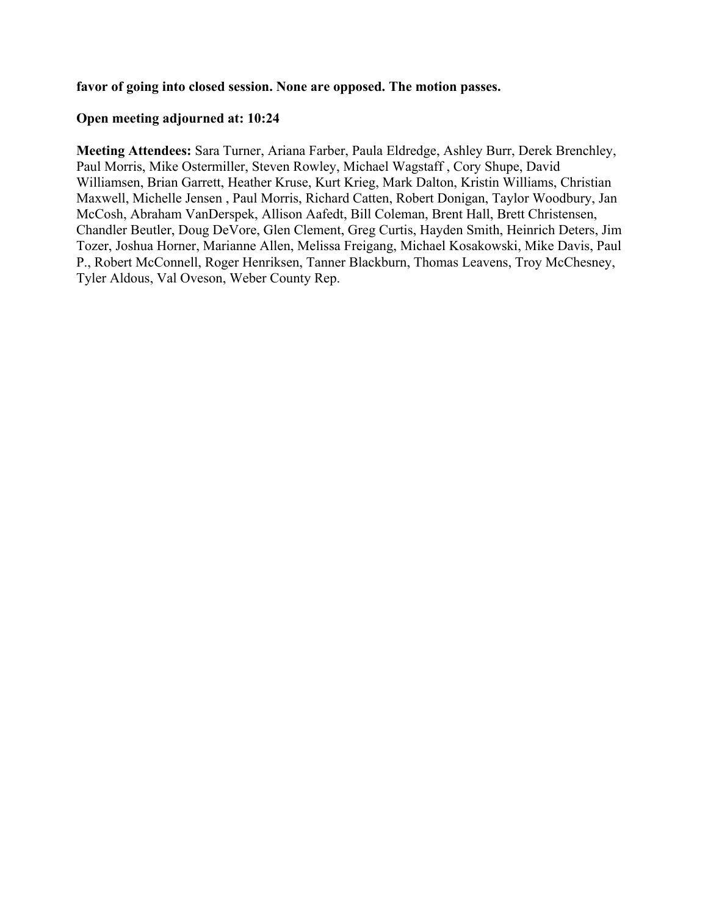**favor of going into closed session. None are opposed. The motion passes.**

**Open meeting adjourned at: 10:24**

**Meeting Attendees:** Sara Turner, Ariana Farber, Paula Eldredge, Ashley Burr, Derek Brenchley, Paul Morris, Mike Ostermiller, Steven Rowley, Michael Wagstaff , Cory Shupe, David Williamsen, Brian Garrett, Heather Kruse, Kurt Krieg, Mark Dalton, Kristin Williams, Christian Maxwell, Michelle Jensen , Paul Morris, Richard Catten, Robert Donigan, Taylor Woodbury, Jan McCosh, Abraham VanDerspek, Allison Aafedt, Bill Coleman, Brent Hall, Brett Christensen, Chandler Beutler, Doug DeVore, Glen Clement, Greg Curtis, Hayden Smith, Heinrich Deters, Jim Tozer, Joshua Horner, Marianne Allen, Melissa Freigang, Michael Kosakowski, Mike Davis, Paul P., Robert McConnell, Roger Henriksen, Tanner Blackburn, Thomas Leavens, Troy McChesney, Tyler Aldous, Val Oveson, Weber County Rep.